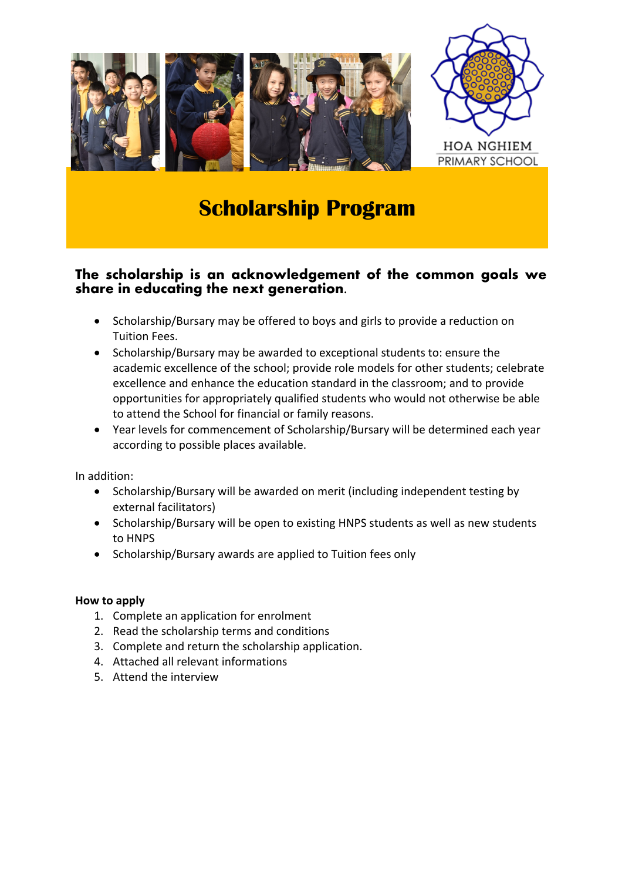HOA NGHIEM
PRIMARY SCHOOL

# Scholarship Program

## The scholarship is an acknowledgement of the common goals we share in educating the next generation.

- Scholarship/Bursary may be offered to boys and girls to provide a reduction on Tuition Fees.
- Scholarship/Bursary may be awarded to exceptional students to: ensure the academic excellence of the school; provide role models for other students; celebrate excellence and enhance the education standard in the classroom; and to provide opportunities for appropriately qualified students who would not otherwise be able to attend the School for financial or family reasons.
- Year levels for commencement of Scholarship/Bursary will be determined each year according to possible places available.

In addition:

- Scholarship/Bursary will be awarded on merit (including independent testing by external facilitators)
- Scholarship/Bursary will be open to existing HNPS students as well as new students to HNPS
- Scholarship/Bursary awards are applied to Tuition fees only

**How to apply**

1. Complete an application for enrolment
2. Read the scholarship terms and conditions
3. Complete and return the scholarship application.
4. Attached all relevant informations
5. Attend the interview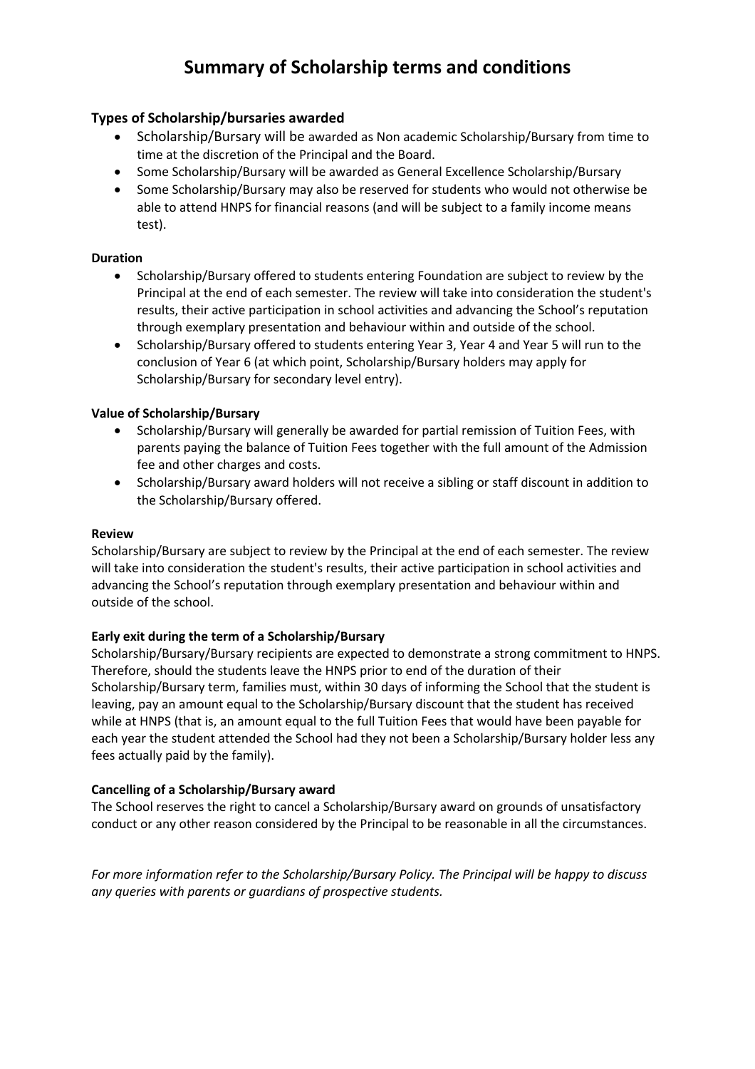# Summary of Scholarship terms and conditions

### Types of Scholarship/bursaries awarded

- Scholarship/Bursary will be awarded as Non academic Scholarship/Bursary from time to time at the discretion of the Principal and the Board.
- Some Scholarship/Bursary will be awarded as General Excellence Scholarship/Bursary
- Some Scholarship/Bursary may also be reserved for students who would not otherwise be able to attend HNPS for financial reasons (and will be subject to a family income means test).

**Duration**

- Scholarship/Bursary offered to students entering Foundation are subject to review by the Principal at the end of each semester. The review will take into consideration the student's results, their active participation in school activities and advancing the School's reputation through exemplary presentation and behaviour within and outside of the school.
- Scholarship/Bursary offered to students entering Year 3, Year 4 and Year 5 will run to the conclusion of Year 6 (at which point, Scholarship/Bursary holders may apply for Scholarship/Bursary for secondary level entry).

**Value of Scholarship/Bursary**

- Scholarship/Bursary will generally be awarded for partial remission of Tuition Fees, with parents paying the balance of Tuition Fees together with the full amount of the Admission fee and other charges and costs.
- Scholarship/Bursary award holders will not receive a sibling or staff discount in addition to the Scholarship/Bursary offered.

**Review**

Scholarship/Bursary are subject to review by the Principal at the end of each semester. The review will take into consideration the student's results, their active participation in school activities and advancing the School's reputation through exemplary presentation and behaviour within and outside of the school.

**Early exit during the term of a Scholarship/Bursary**

Scholarship/Bursary/Bursary recipients are expected to demonstrate a strong commitment to HNPS. Therefore, should the students leave the HNPS prior to end of the duration of their Scholarship/Bursary term, families must, within 30 days of informing the School that the student is leaving, pay an amount equal to the Scholarship/Bursary discount that the student has received while at HNPS (that is, an amount equal to the full Tuition Fees that would have been payable for each year the student attended the School had they not been a Scholarship/Bursary holder less any fees actually paid by the family).

**Cancelling of a Scholarship/Bursary award**

The School reserves the right to cancel a Scholarship/Bursary award on grounds of unsatisfactory conduct or any other reason considered by the Principal to be reasonable in all the circumstances.

*For more information refer to the Scholarship/Bursary Policy. The Principal will be happy to discuss any queries with parents or guardians of prospective students.*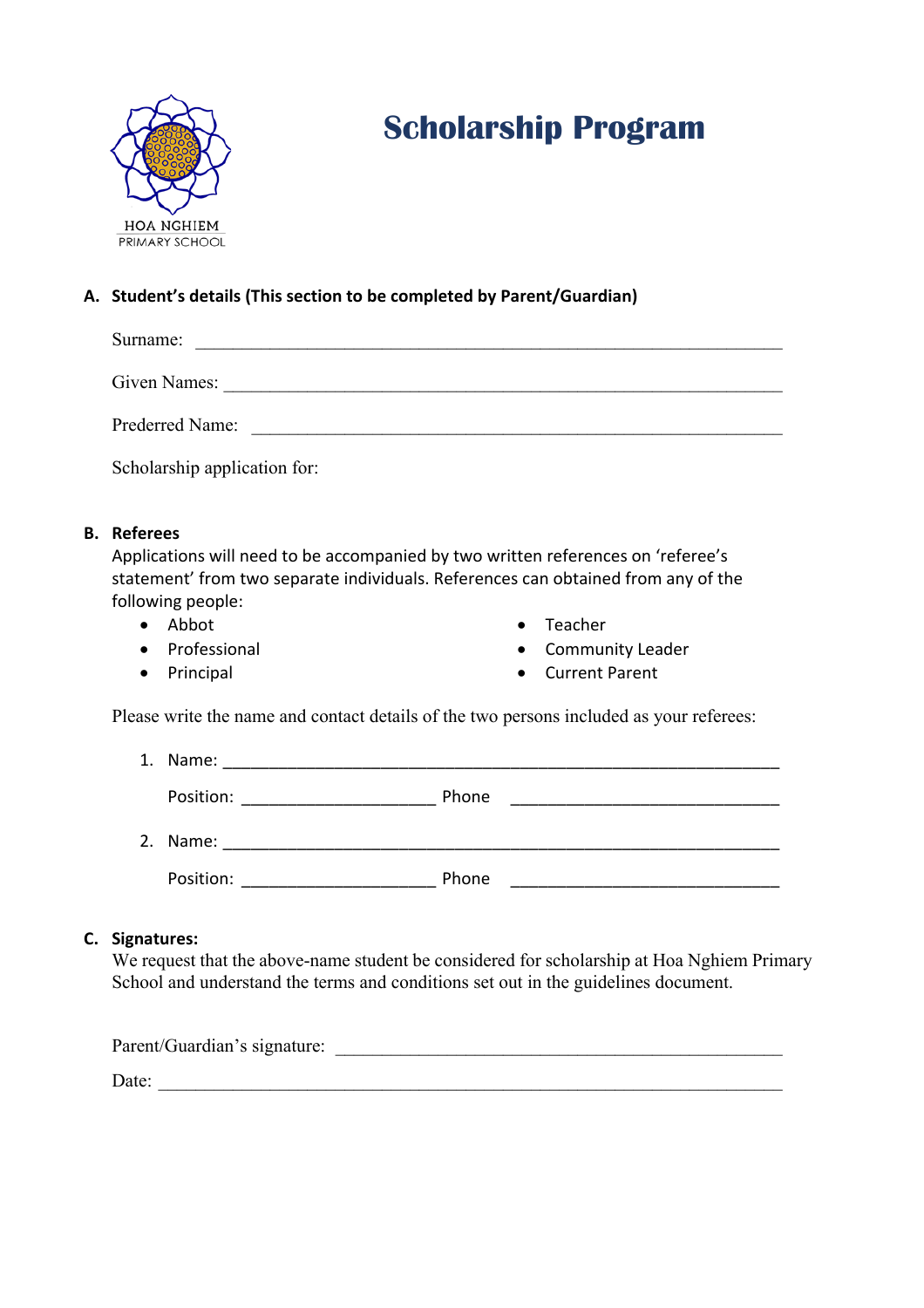HOA NGHIEM
PRIMARY SCHOOL

# Scholarship Program

**A. Student's details (This section to be completed by Parent/Guardian)**

Surname: ________________________________________________________________

Given Names: _____________________________________________________________

Prederred Name: __________________________________________________________

Scholarship application for:

**B. Referees**

Applications will need to be accompanied by two written references on 'referee's statement' from two separate individuals. References can obtained from any of the following people:

- Abbot
- Professional
- Principal
- Teacher
- Community Leader
- Current Parent

Please write the name and contact details of the two persons included as your referees:

1. Name: ____________________________________________________________

   Position: ____________________ Phone ____________________________

2. Name: ____________________________________________________________

   Position: ____________________ Phone ____________________________

**C. Signatures:**

We request that the above-name student be considered for scholarship at Hoa Nghiem Primary School and understand the terms and conditions set out in the guidelines document.

Parent/Guardian's signature: ______________________________________________

Date: ______________________________________________________________________